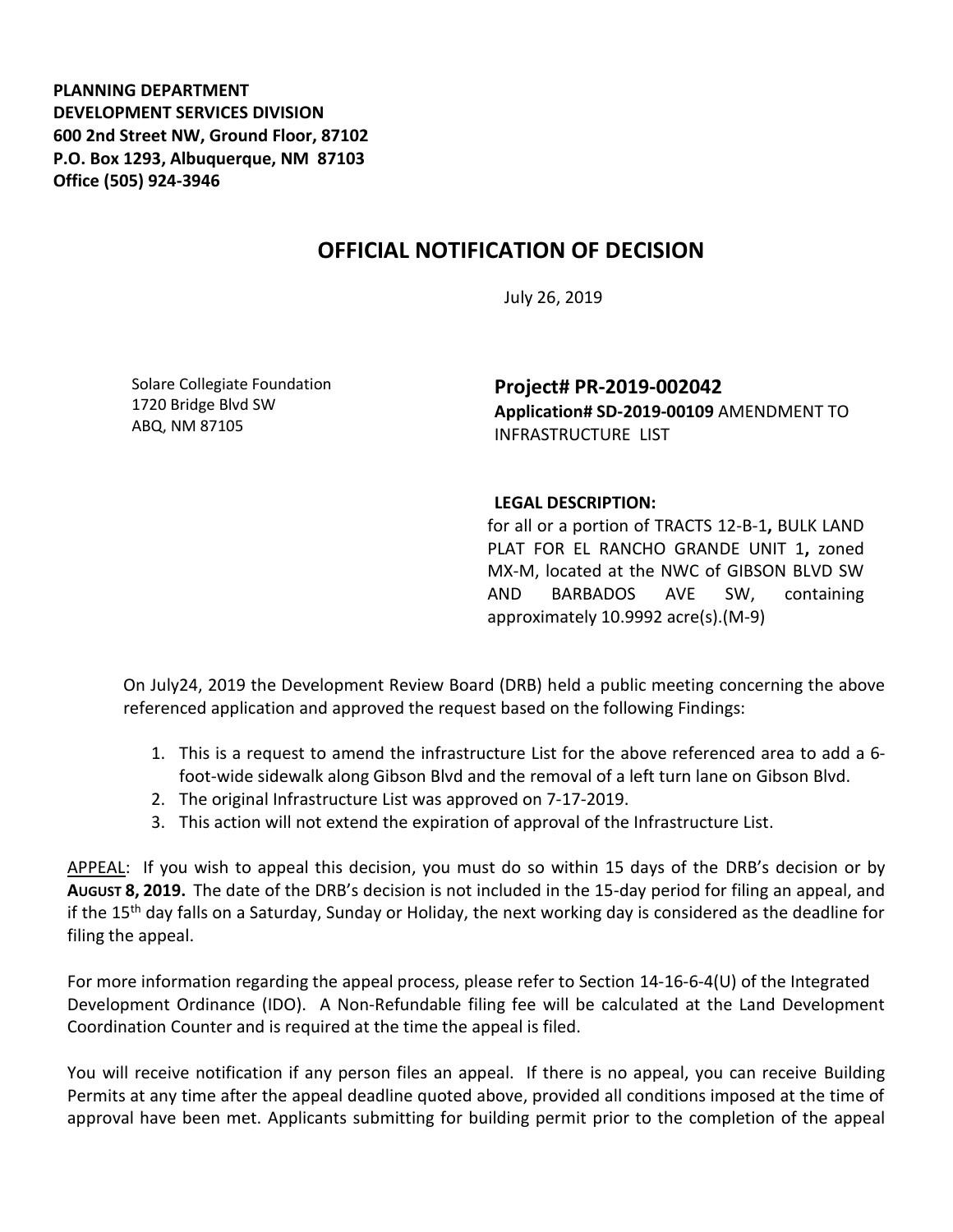**PLANNING DEPARTMENT**
**DEVELOPMENT SERVICES DIVISION**
**600 2nd Street NW, Ground Floor, 87102**
**P.O. Box 1293, Albuquerque, NM 87103**
**Office (505) 924-3946**

# OFFICIAL NOTIFICATION OF DECISION

July 26, 2019

Solare Collegiate Foundation
1720 Bridge Blvd SW
ABQ, NM 87105

**Project# PR-2019-002042**
**Application# SD-2019-00109** AMENDMENT TO INFRASTRUCTURE LIST

**LEGAL DESCRIPTION:**
for all or a portion of TRACTS 12-B-1**,** BULK LAND PLAT FOR EL RANCHO GRANDE UNIT 1**,** zoned MX-M, located at the NWC of GIBSON BLVD SW AND BARBADOS AVE SW, containing approximately 10.9992 acre(s).(M-9)

On July24, 2019 the Development Review Board (DRB) held a public meeting concerning the above referenced application and approved the request based on the following Findings:

1. This is a request to amend the infrastructure List for the above referenced area to add a 6-foot-wide sidewalk along Gibson Blvd and the removal of a left turn lane on Gibson Blvd.
2. The original Infrastructure List was approved on 7-17-2019.
3. This action will not extend the expiration of approval of the Infrastructure List.

<u>APPEAL</u>: If you wish to appeal this decision, you must do so within 15 days of the DRB's decision or by **AUGUST 8, 2019.** The date of the DRB's decision is not included in the 15-day period for filing an appeal, and if the 15th day falls on a Saturday, Sunday or Holiday, the next working day is considered as the deadline for filing the appeal.

For more information regarding the appeal process, please refer to Section 14-16-6-4(U) of the Integrated Development Ordinance (IDO). A Non-Refundable filing fee will be calculated at the Land Development Coordination Counter and is required at the time the appeal is filed.

You will receive notification if any person files an appeal. If there is no appeal, you can receive Building Permits at any time after the appeal deadline quoted above, provided all conditions imposed at the time of approval have been met. Applicants submitting for building permit prior to the completion of the appeal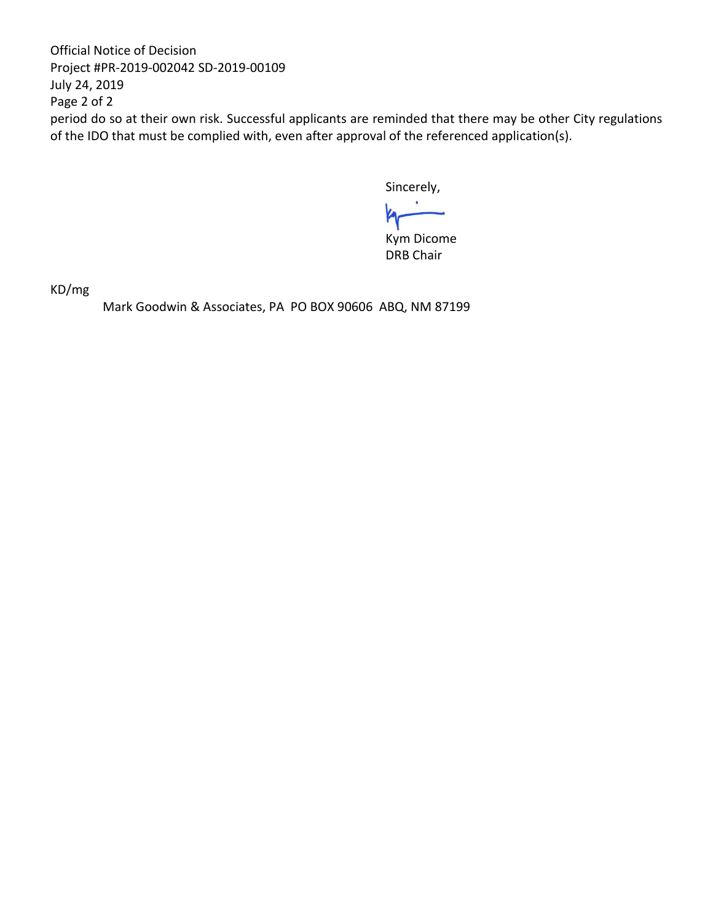period do so at their own risk. Successful applicants are reminded that there may be other City regulations of the IDO that must be complied with, even after approval of the referenced application(s).

Sincerely,

Kym Dicome
DRB Chair

KD/mg

Mark Goodwin & Associates, PA PO BOX 90606 ABQ, NM 87199